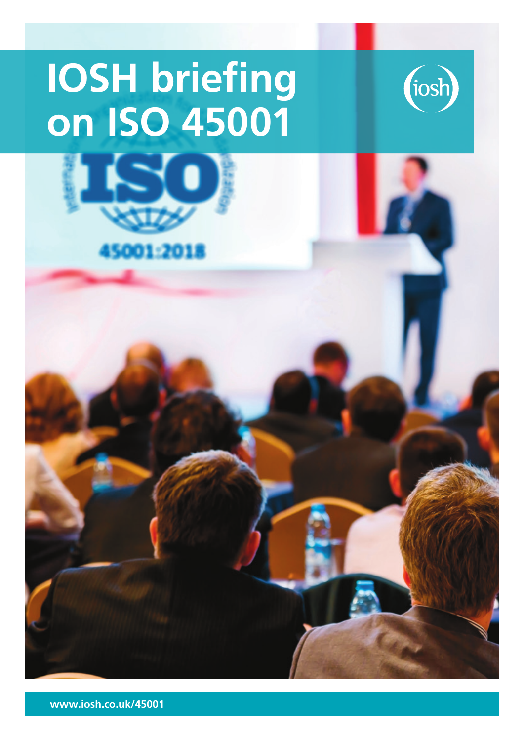# IOSH briefing on ISO 45001

www.iosh.co.uk/45001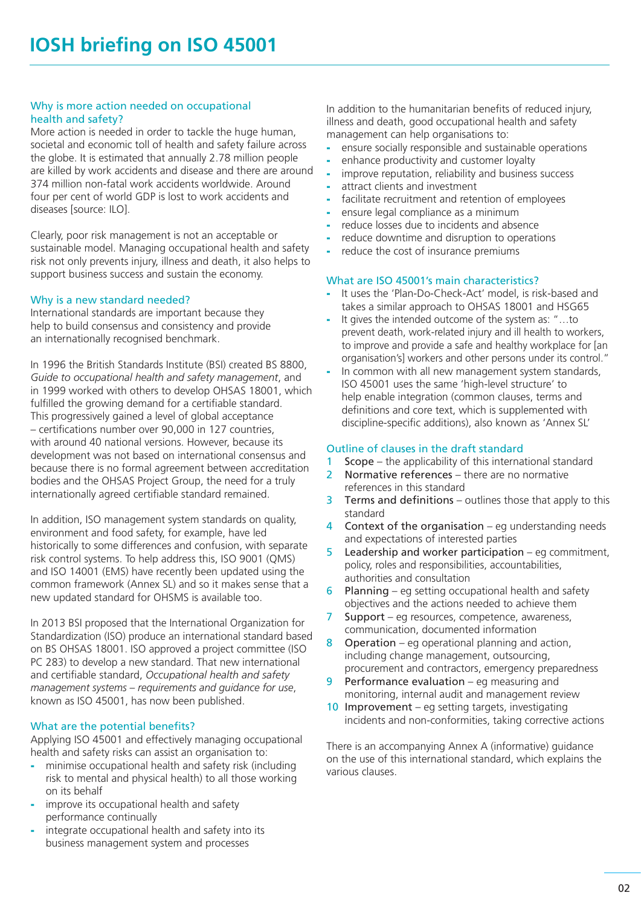# IOSH briefing on ISO 45001

## Why is more action needed on occupational health and safety?

More action is needed in order to tackle the huge human, societal and economic toll of health and safety failure across the globe. It is estimated that annually 2.78 million people are killed by work accidents and disease and there are around 374 million non-fatal work accidents worldwide. Around four per cent of world GDP is lost to work accidents and diseases [source: ILO].

Clearly, poor risk management is not an acceptable or sustainable model. Managing occupational health and safety risk not only prevents injury, illness and death, it also helps to support business success and sustain the economy.

## Why is a new standard needed?

International standards are important because they help to build consensus and consistency and provide an internationally recognised benchmark.

In 1996 the British Standards Institute (BSI) created BS 8800, *Guide to occupational health and safety management*, and in 1999 worked with others to develop OHSAS 18001, which fulfilled the growing demand for a certifiable standard. This progressively gained a level of global acceptance – certifications number over 90,000 in 127 countries, with around 40 national versions. However, because its development was not based on international consensus and because there is no formal agreement between accreditation bodies and the OHSAS Project Group, the need for a truly internationally agreed certifiable standard remained.

In addition, ISO management system standards on quality, environment and food safety, for example, have led historically to some differences and confusion, with separate risk control systems. To help address this, ISO 9001 (QMS) and ISO 14001 (EMS) have recently been updated using the common framework (Annex SL) and so it makes sense that a new updated standard for OHSMS is available too.

In 2013 BSI proposed that the International Organization for Standardization (ISO) produce an international standard based on BS OHSAS 18001. ISO approved a project committee (ISO PC 283) to develop a new standard. That new international and certifiable standard, *Occupational health and safety management systems – requirements and guidance for use*, known as ISO 45001, has now been published.

## What are the potential benefits?

Applying ISO 45001 and effectively managing occupational health and safety risks can assist an organisation to:

- minimise occupational health and safety risk (including risk to mental and physical health) to all those working on its behalf
- improve its occupational health and safety performance continually
- integrate occupational health and safety into its business management system and processes

In addition to the humanitarian benefits of reduced injury, illness and death, good occupational health and safety management can help organisations to:

- ensure socially responsible and sustainable operations
- enhance productivity and customer loyalty
- improve reputation, reliability and business success
- attract clients and investment
- facilitate recruitment and retention of employees
- ensure legal compliance as a minimum
- reduce losses due to incidents and absence
- reduce downtime and disruption to operations
- reduce the cost of insurance premiums

## What are ISO 45001's main characteristics?

- It uses the 'Plan-Do-Check-Act' model, is risk-based and takes a similar approach to OHSAS 18001 and HSG65
- It gives the intended outcome of the system as: "…to prevent death, work-related injury and ill health to workers, to improve and provide a safe and healthy workplace for [an organisation's] workers and other persons under its control."
- In common with all new management system standards, ISO 45001 uses the same 'high-level structure' to help enable integration (common clauses, terms and definitions and core text, which is supplemented with discipline-specific additions), also known as 'Annex SL'

## Outline of clauses in the draft standard

1. Scope – the applicability of this international standard
2. Normative references – there are no normative references in this standard
3. Terms and definitions – outlines those that apply to this standard
4. Context of the organisation – eg understanding needs and expectations of interested parties
5. Leadership and worker participation – eg commitment, policy, roles and responsibilities, accountabilities, authorities and consultation
6. Planning – eg setting occupational health and safety objectives and the actions needed to achieve them
7. Support – eg resources, competence, awareness, communication, documented information
8. Operation – eg operational planning and action, including change management, outsourcing, procurement and contractors, emergency preparedness
9. Performance evaluation – eg measuring and monitoring, internal audit and management review
10. Improvement – eg setting targets, investigating incidents and non-conformities, taking corrective actions

There is an accompanying Annex A (informative) guidance on the use of this international standard, which explains the various clauses.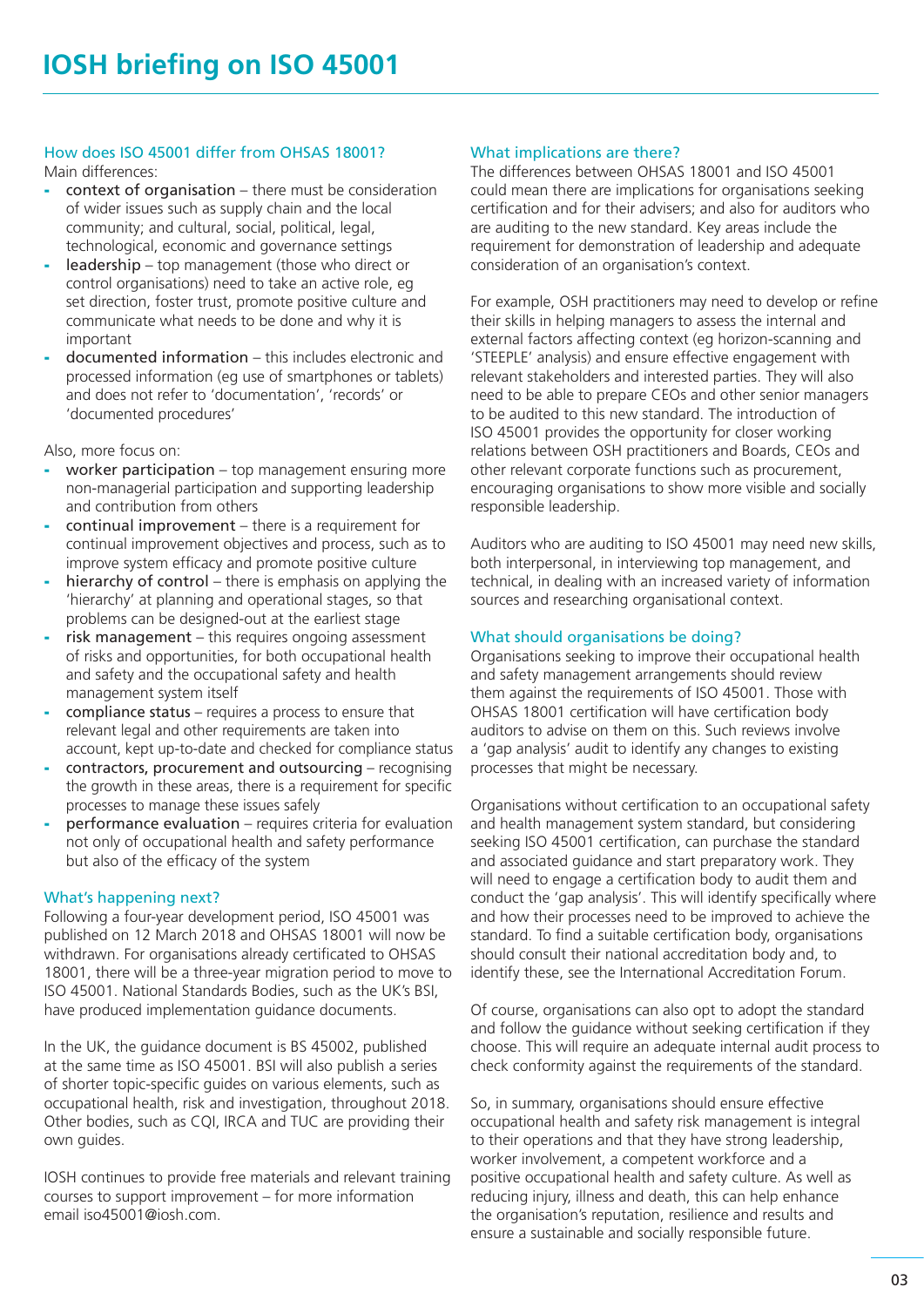# IOSH briefing on ISO 45001

## How does ISO 45001 differ from OHSAS 18001?

Main differences:

- context of organisation – there must be consideration of wider issues such as supply chain and the local community; and cultural, social, political, legal, technological, economic and governance settings
- leadership – top management (those who direct or control organisations) need to take an active role, eg set direction, foster trust, promote positive culture and communicate what needs to be done and why it is important
- documented information – this includes electronic and processed information (eg use of smartphones or tablets) and does not refer to 'documentation', 'records' or 'documented procedures'

Also, more focus on:

- worker participation – top management ensuring more non-managerial participation and supporting leadership and contribution from others
- continual improvement – there is a requirement for continual improvement objectives and process, such as to improve system efficacy and promote positive culture
- hierarchy of control – there is emphasis on applying the 'hierarchy' at planning and operational stages, so that problems can be designed-out at the earliest stage
- risk management – this requires ongoing assessment of risks and opportunities, for both occupational health and safety and the occupational safety and health management system itself
- compliance status – requires a process to ensure that relevant legal and other requirements are taken into account, kept up-to-date and checked for compliance status
- contractors, procurement and outsourcing – recognising the growth in these areas, there is a requirement for specific processes to manage these issues safely
- performance evaluation – requires criteria for evaluation not only of occupational health and safety performance but also of the efficacy of the system

## What's happening next?

Following a four-year development period, ISO 45001 was published on 12 March 2018 and OHSAS 18001 will now be withdrawn. For organisations already certificated to OHSAS 18001, there will be a three-year migration period to move to ISO 45001. National Standards Bodies, such as the UK's BSI, have produced implementation guidance documents.

In the UK, the guidance document is BS 45002, published at the same time as ISO 45001. BSI will also publish a series of shorter topic-specific guides on various elements, such as occupational health, risk and investigation, throughout 2018. Other bodies, such as CQI, IRCA and TUC are providing their own guides.

IOSH continues to provide free materials and relevant training courses to support improvement – for more information email iso45001@iosh.com.

## What implications are there?

The differences between OHSAS 18001 and ISO 45001 could mean there are implications for organisations seeking certification and for their advisers; and also for auditors who are auditing to the new standard. Key areas include the requirement for demonstration of leadership and adequate consideration of an organisation's context.

For example, OSH practitioners may need to develop or refine their skills in helping managers to assess the internal and external factors affecting context (eg horizon-scanning and 'STEEPLE' analysis) and ensure effective engagement with relevant stakeholders and interested parties. They will also need to be able to prepare CEOs and other senior managers to be audited to this new standard. The introduction of ISO 45001 provides the opportunity for closer working relations between OSH practitioners and Boards, CEOs and other relevant corporate functions such as procurement, encouraging organisations to show more visible and socially responsible leadership.

Auditors who are auditing to ISO 45001 may need new skills, both interpersonal, in interviewing top management, and technical, in dealing with an increased variety of information sources and researching organisational context.

## What should organisations be doing?

Organisations seeking to improve their occupational health and safety management arrangements should review them against the requirements of ISO 45001. Those with OHSAS 18001 certification will have certification body auditors to advise on them on this. Such reviews involve a 'gap analysis' audit to identify any changes to existing processes that might be necessary.

Organisations without certification to an occupational safety and health management system standard, but considering seeking ISO 45001 certification, can purchase the standard and associated guidance and start preparatory work. They will need to engage a certification body to audit them and conduct the 'gap analysis'. This will identify specifically where and how their processes need to be improved to achieve the standard. To find a suitable certification body, organisations should consult their national accreditation body and, to identify these, see the International Accreditation Forum.

Of course, organisations can also opt to adopt the standard and follow the guidance without seeking certification if they choose. This will require an adequate internal audit process to check conformity against the requirements of the standard.

So, in summary, organisations should ensure effective occupational health and safety risk management is integral to their operations and that they have strong leadership, worker involvement, a competent workforce and a positive occupational health and safety culture. As well as reducing injury, illness and death, this can help enhance the organisation's reputation, resilience and results and ensure a sustainable and socially responsible future.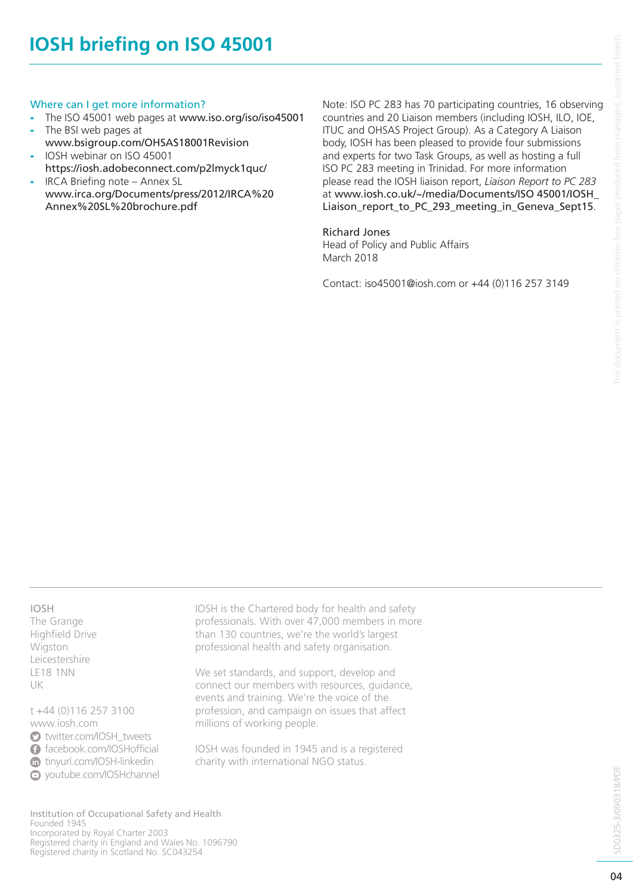# IOSH briefing on ISO 45001

### Where can I get more information?

- The ISO 45001 web pages at www.iso.org/iso/iso45001
- The BSI web pages at www.bsigroup.com/OHSAS18001Revision
- IOSH webinar on ISO 45001 https://iosh.adobeconnect.com/p2lmyck1quc/
- IRCA Briefing note – Annex SL www.irca.org/Documents/press/2012/IRCA%20Annex%20SL%20brochure.pdf

Note: ISO PC 283 has 70 participating countries, 16 observing countries and 20 Liaison members (including IOSH, ILO, IOE, ITUC and OHSAS Project Group). As a Category A Liaison body, IOSH has been pleased to provide four submissions and experts for two Task Groups, as well as hosting a full ISO PC 283 meeting in Trinidad. For more information please read the IOSH liaison report, *Liaison Report to PC 283* at www.iosh.co.uk/~/media/Documents/ISO 45001/IOSH_Liaison_report_to_PC_293_meeting_in_Geneva_Sept15.

Richard Jones
Head of Policy and Public Affairs
March 2018

Contact: iso45001@iosh.com or +44 (0)116 257 3149

IOSH
The Grange
Highfield Drive
Wigston
Leicestershire
LE18 1NN
UK

t +44 (0)116 257 3100
www.iosh.com
twitter.com/IOSH_tweets
facebook.com/IOSHofficial
tinyurl.com/IOSH-linkedin
youtube.com/IOSHchannel

IOSH is the Chartered body for health and safety professionals. With over 47,000 members in more than 130 countries, we're the world's largest professional health and safety organisation.

We set standards, and support, develop and connect our members with resources, guidance, events and training. We're the voice of the profession, and campaign on issues that affect millions of working people.

IOSH was founded in 1945 and is a registered charity with international NGO status.

Institution of Occupational Safety and Health
Founded 1945
Incorporated by Royal Charter 2003
Registered charity in England and Wales No. 1096790
Registered charity in Scotland No. SC043254

This document is printed on chlorine-free paper produced from managed, sustained forests.

SD0325-3/090318/PDF